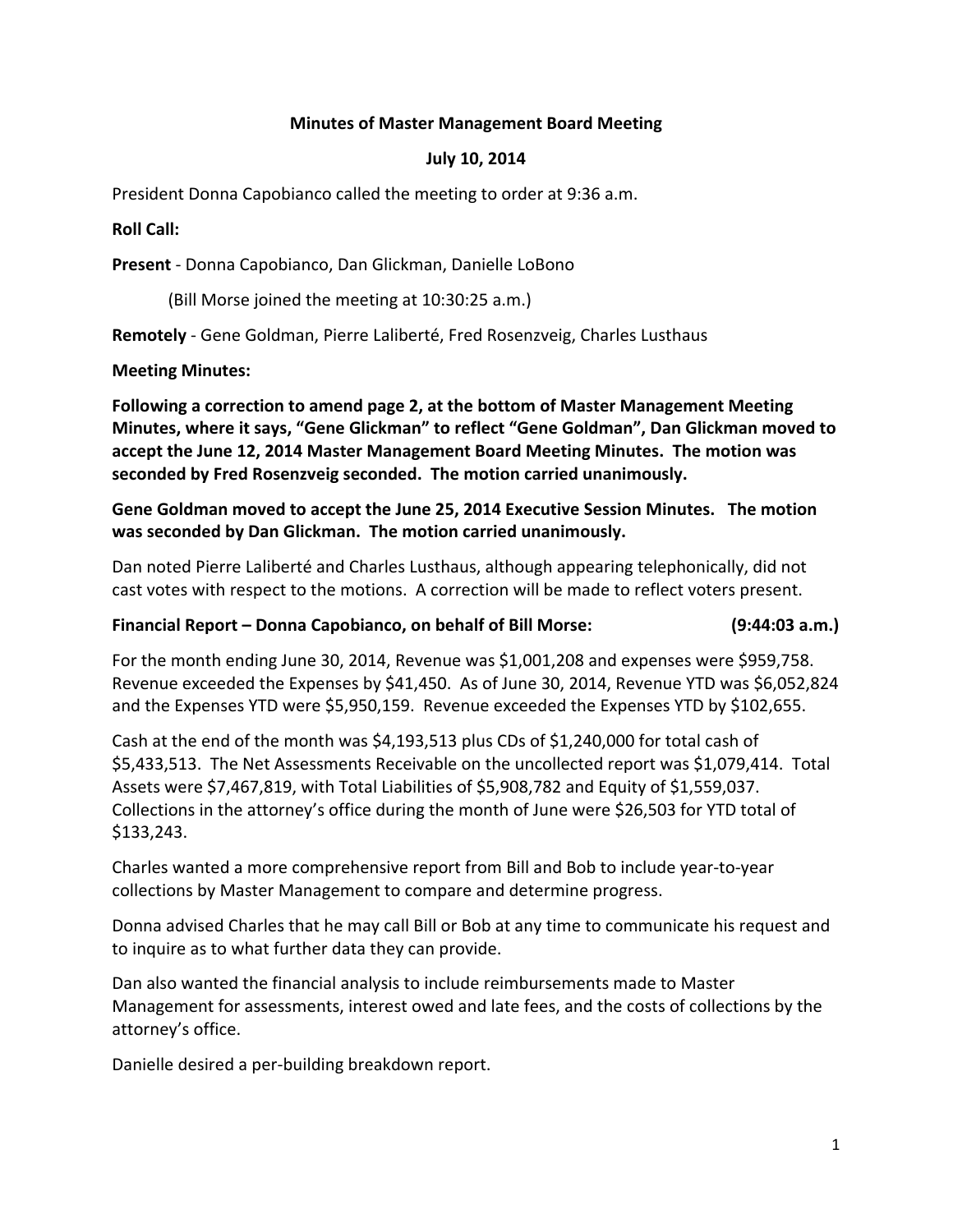# Minutes of Master Management Board Meeting

## July 10, 2014

President Donna Capobianco called the meeting to order at 9:36 a.m.

**Roll Call:**

**Present** - Donna Capobianco, Dan Glickman, Danielle LoBono

(Bill Morse joined the meeting at 10:30:25 a.m.)

**Remotely** - Gene Goldman, Pierre Laliberté, Fred Rosenzveig, Charles Lusthaus

**Meeting Minutes:**

**Following a correction to amend page 2, at the bottom of Master Management Meeting Minutes, where it says, "Gene Glickman" to reflect "Gene Goldman", Dan Glickman moved to accept the June 12, 2014 Master Management Board Meeting Minutes. The motion was seconded by Fred Rosenzveig seconded. The motion carried unanimously.**

**Gene Goldman moved to accept the June 25, 2014 Executive Session Minutes. The motion was seconded by Dan Glickman. The motion carried unanimously.**

Dan noted Pierre Laliberté and Charles Lusthaus, although appearing telephonically, did not cast votes with respect to the motions. A correction will be made to reflect voters present.

**Financial Report – Donna Capobianco, on behalf of Bill Morse: (9:44:03 a.m.)**

For the month ending June 30, 2014, Revenue was $1,001,208 and expenses were $959,758. Revenue exceeded the Expenses by $41,450. As of June 30, 2014, Revenue YTD was $6,052,824 and the Expenses YTD were $5,950,159. Revenue exceeded the Expenses YTD by $102,655.

Cash at the end of the month was $4,193,513 plus CDs of $1,240,000 for total cash of $5,433,513. The Net Assessments Receivable on the uncollected report was $1,079,414. Total Assets were $7,467,819, with Total Liabilities of $5,908,782 and Equity of $1,559,037. Collections in the attorney's office during the month of June were $26,503 for YTD total of $133,243.

Charles wanted a more comprehensive report from Bill and Bob to include year-to-year collections by Master Management to compare and determine progress.

Donna advised Charles that he may call Bill or Bob at any time to communicate his request and to inquire as to what further data they can provide.

Dan also wanted the financial analysis to include reimbursements made to Master Management for assessments, interest owed and late fees, and the costs of collections by the attorney's office.

Danielle desired a per-building breakdown report.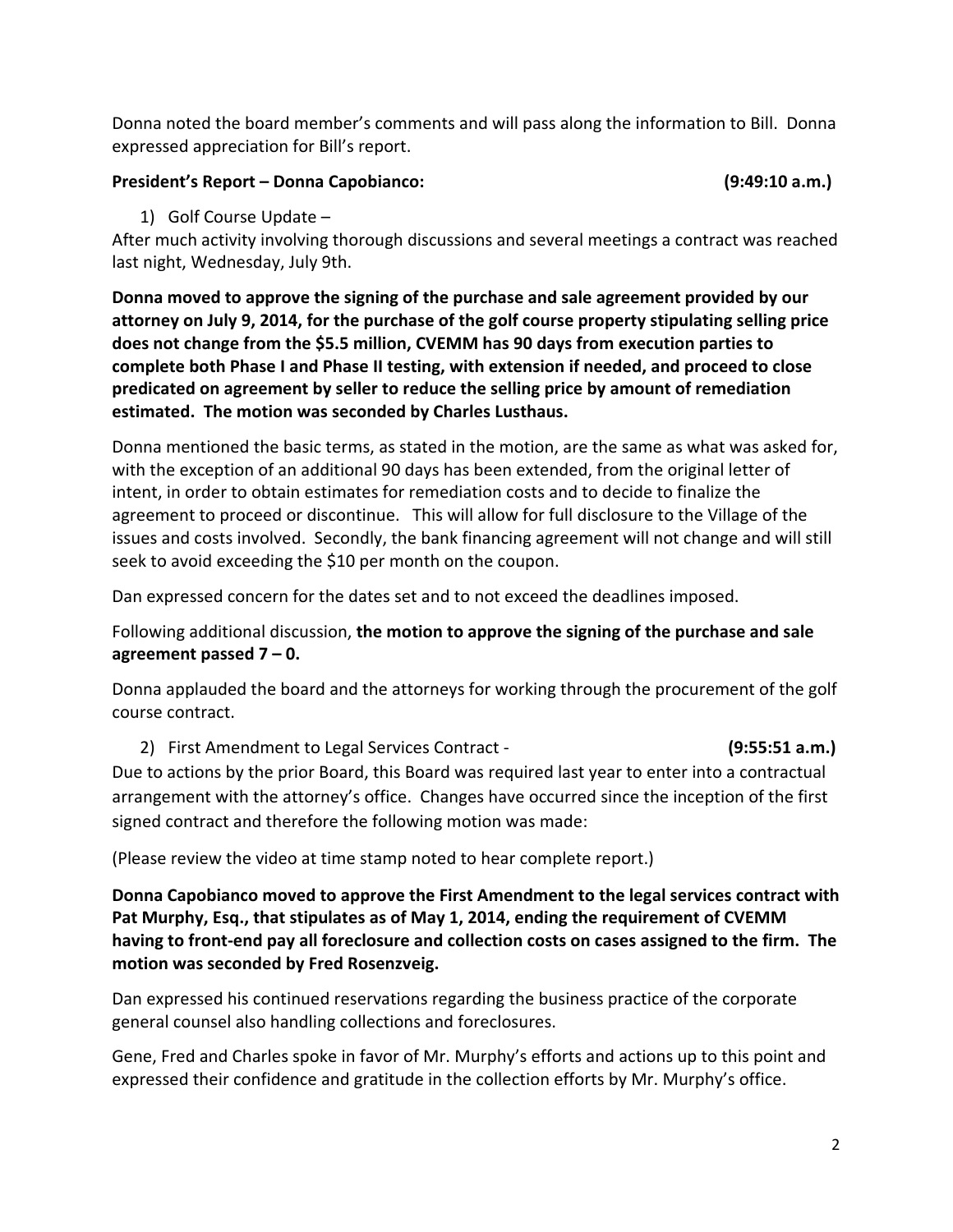Donna noted the board member's comments and will pass along the information to Bill. Donna expressed appreciation for Bill's report.

**President's Report – Donna Capobianco: (9:49:10 a.m.)**

1) Golf Course Update –

After much activity involving thorough discussions and several meetings a contract was reached last night, Wednesday, July 9th.

**Donna moved to approve the signing of the purchase and sale agreement provided by our attorney on July 9, 2014, for the purchase of the golf course property stipulating selling price does not change from the $5.5 million, CVEMM has 90 days from execution parties to complete both Phase I and Phase II testing, with extension if needed, and proceed to close predicated on agreement by seller to reduce the selling price by amount of remediation estimated. The motion was seconded by Charles Lusthaus.**

Donna mentioned the basic terms, as stated in the motion, are the same as what was asked for, with the exception of an additional 90 days has been extended, from the original letter of intent, in order to obtain estimates for remediation costs and to decide to finalize the agreement to proceed or discontinue. This will allow for full disclosure to the Village of the issues and costs involved. Secondly, the bank financing agreement will not change and will still seek to avoid exceeding the $10 per month on the coupon.

Dan expressed concern for the dates set and to not exceed the deadlines imposed.

Following additional discussion, **the motion to approve the signing of the purchase and sale agreement passed 7 – 0.**

Donna applauded the board and the attorneys for working through the procurement of the golf course contract.

2) First Amendment to Legal Services Contract - **(9:55:51 a.m.)**

Due to actions by the prior Board, this Board was required last year to enter into a contractual arrangement with the attorney's office. Changes have occurred since the inception of the first signed contract and therefore the following motion was made:

(Please review the video at time stamp noted to hear complete report.)

**Donna Capobianco moved to approve the First Amendment to the legal services contract with Pat Murphy, Esq., that stipulates as of May 1, 2014, ending the requirement of CVEMM having to front-end pay all foreclosure and collection costs on cases assigned to the firm. The motion was seconded by Fred Rosenzveig.**

Dan expressed his continued reservations regarding the business practice of the corporate general counsel also handling collections and foreclosures.

Gene, Fred and Charles spoke in favor of Mr. Murphy's efforts and actions up to this point and expressed their confidence and gratitude in the collection efforts by Mr. Murphy's office.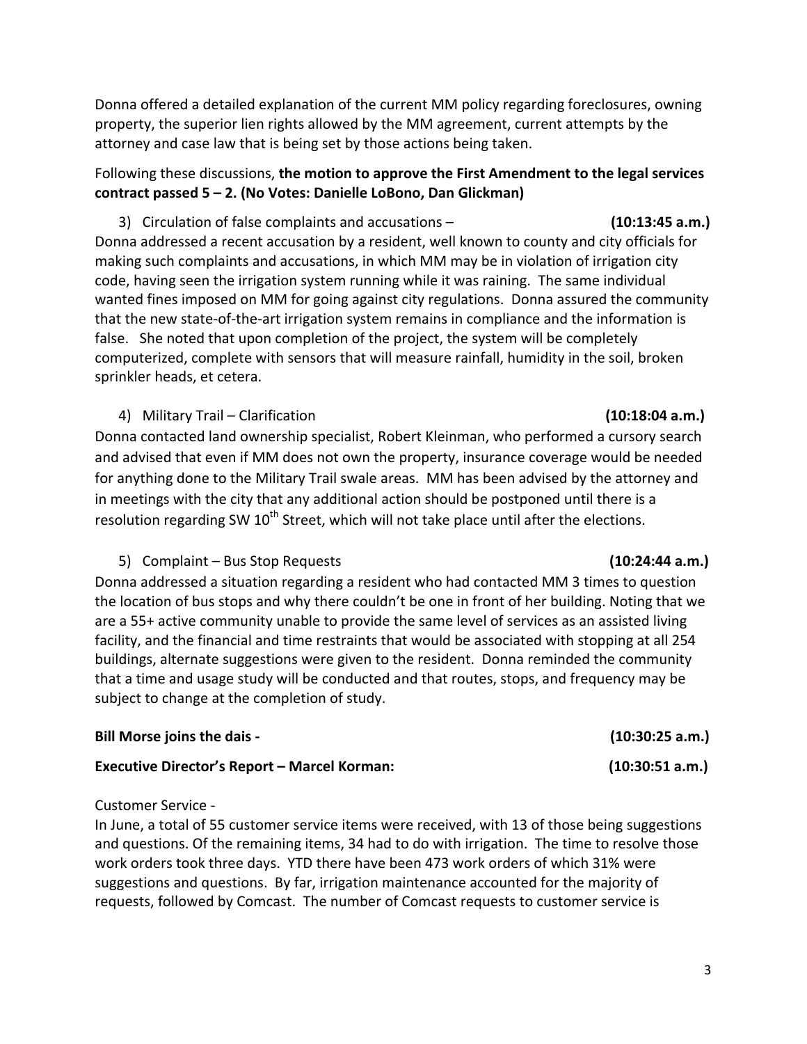Donna offered a detailed explanation of the current MM policy regarding foreclosures, owning property, the superior lien rights allowed by the MM agreement, current attempts by the attorney and case law that is being set by those actions being taken.

Following these discussions, **the motion to approve the First Amendment to the legal services contract passed 5 – 2. (No Votes: Danielle LoBono, Dan Glickman)**

3) Circulation of false complaints and accusations – **(10:13:45 a.m.)**

Donna addressed a recent accusation by a resident, well known to county and city officials for making such complaints and accusations, in which MM may be in violation of irrigation city code, having seen the irrigation system running while it was raining. The same individual wanted fines imposed on MM for going against city regulations. Donna assured the community that the new state-of-the-art irrigation system remains in compliance and the information is false. She noted that upon completion of the project, the system will be completely computerized, complete with sensors that will measure rainfall, humidity in the soil, broken sprinkler heads, et cetera.

4) Military Trail – Clarification **(10:18:04 a.m.)**

Donna contacted land ownership specialist, Robert Kleinman, who performed a cursory search and advised that even if MM does not own the property, insurance coverage would be needed for anything done to the Military Trail swale areas. MM has been advised by the attorney and in meetings with the city that any additional action should be postponed until there is a resolution regarding SW 10th Street, which will not take place until after the elections.

5) Complaint – Bus Stop Requests **(10:24:44 a.m.)**

Donna addressed a situation regarding a resident who had contacted MM 3 times to question the location of bus stops and why there couldn't be one in front of her building. Noting that we are a 55+ active community unable to provide the same level of services as an assisted living facility, and the financial and time restraints that would be associated with stopping at all 254 buildings, alternate suggestions were given to the resident. Donna reminded the community that a time and usage study will be conducted and that routes, stops, and frequency may be subject to change at the completion of study.

**Bill Morse joins the dais -** **(10:30:25 a.m.)**

**Executive Director's Report – Marcel Korman:** **(10:30:51 a.m.)**

Customer Service -

In June, a total of 55 customer service items were received, with 13 of those being suggestions and questions. Of the remaining items, 34 had to do with irrigation. The time to resolve those work orders took three days. YTD there have been 473 work orders of which 31% were suggestions and questions. By far, irrigation maintenance accounted for the majority of requests, followed by Comcast. The number of Comcast requests to customer service is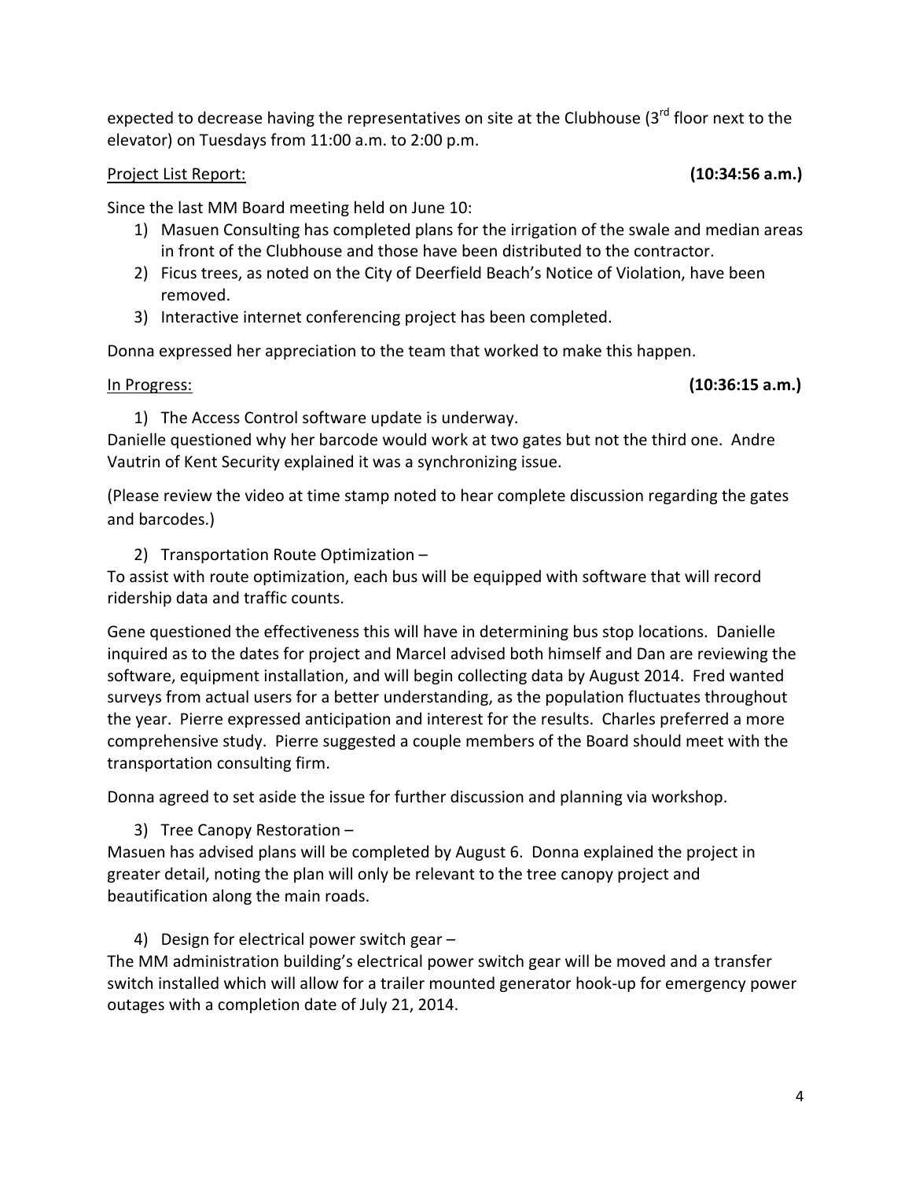expected to decrease having the representatives on site at the Clubhouse (3rd floor next to the elevator) on Tuesdays from 11:00 a.m. to 2:00 p.m.

<u>Project List Report:</u> **(10:34:56 a.m.)**

Since the last MM Board meeting held on June 10:

1) Masuen Consulting has completed plans for the irrigation of the swale and median areas in front of the Clubhouse and those have been distributed to the contractor.
2) Ficus trees, as noted on the City of Deerfield Beach's Notice of Violation, have been removed.
3) Interactive internet conferencing project has been completed.

Donna expressed her appreciation to the team that worked to make this happen.

<u>In Progress:</u> **(10:36:15 a.m.)**

1) The Access Control software update is underway.

Danielle questioned why her barcode would work at two gates but not the third one. Andre Vautrin of Kent Security explained it was a synchronizing issue.

(Please review the video at time stamp noted to hear complete discussion regarding the gates and barcodes.)

2) Transportation Route Optimization –

To assist with route optimization, each bus will be equipped with software that will record ridership data and traffic counts.

Gene questioned the effectiveness this will have in determining bus stop locations. Danielle inquired as to the dates for project and Marcel advised both himself and Dan are reviewing the software, equipment installation, and will begin collecting data by August 2014. Fred wanted surveys from actual users for a better understanding, as the population fluctuates throughout the year. Pierre expressed anticipation and interest for the results. Charles preferred a more comprehensive study. Pierre suggested a couple members of the Board should meet with the transportation consulting firm.

Donna agreed to set aside the issue for further discussion and planning via workshop.

3) Tree Canopy Restoration –

Masuen has advised plans will be completed by August 6. Donna explained the project in greater detail, noting the plan will only be relevant to the tree canopy project and beautification along the main roads.

4) Design for electrical power switch gear –

The MM administration building's electrical power switch gear will be moved and a transfer switch installed which will allow for a trailer mounted generator hook-up for emergency power outages with a completion date of July 21, 2014.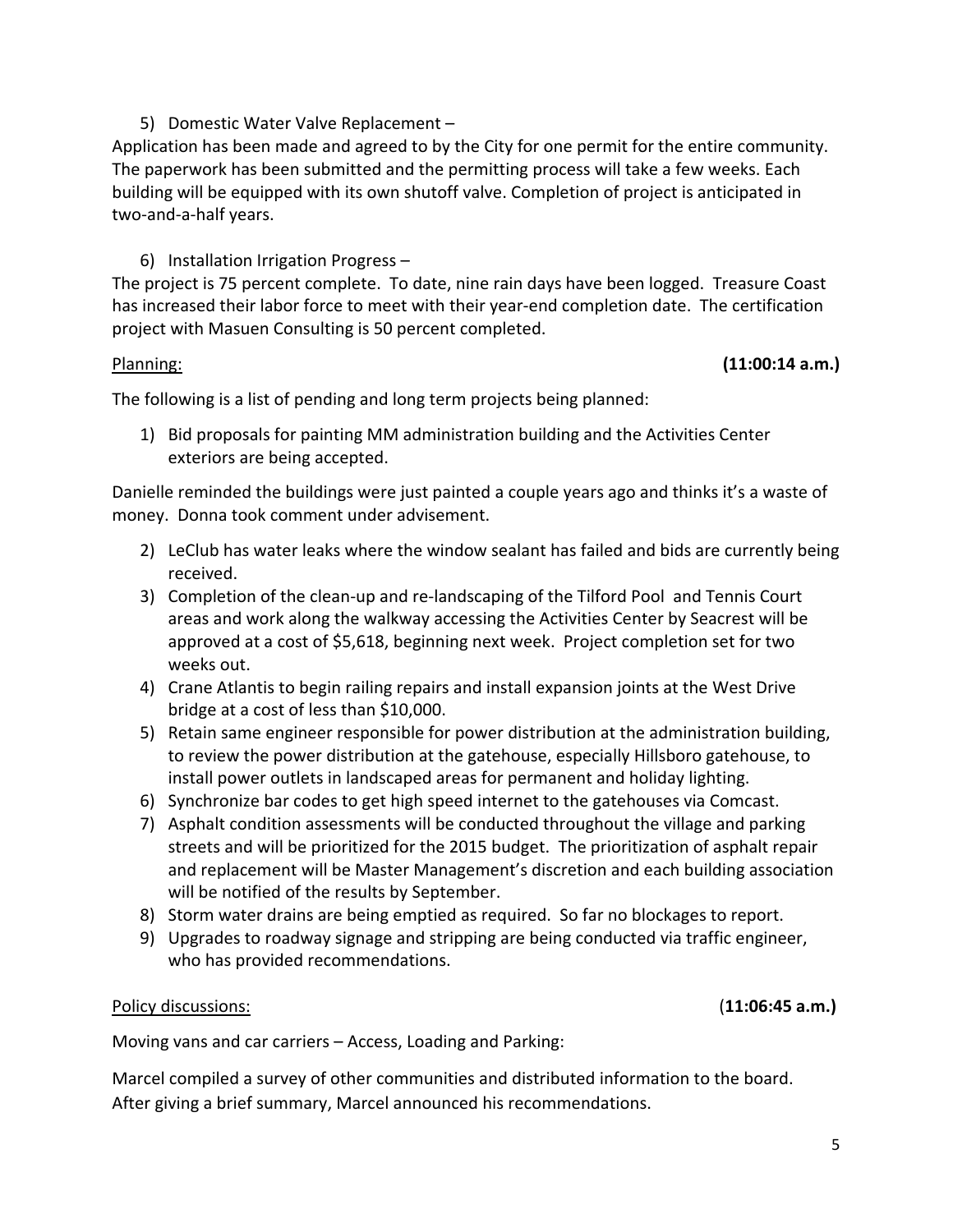5) Domestic Water Valve Replacement –

Application has been made and agreed to by the City for one permit for the entire community. The paperwork has been submitted and the permitting process will take a few weeks. Each building will be equipped with its own shutoff valve. Completion of project is anticipated in two-and-a-half years.

6) Installation Irrigation Progress –

The project is 75 percent complete. To date, nine rain days have been logged. Treasure Coast has increased their labor force to meet with their year-end completion date. The certification project with Masuen Consulting is 50 percent completed.

Planning: **(11:00:14 a.m.)**

The following is a list of pending and long term projects being planned:

1) Bid proposals for painting MM administration building and the Activities Center exteriors are being accepted.

Danielle reminded the buildings were just painted a couple years ago and thinks it's a waste of money. Donna took comment under advisement.

2) LeClub has water leaks where the window sealant has failed and bids are currently being received.
3) Completion of the clean-up and re-landscaping of the Tilford Pool and Tennis Court areas and work along the walkway accessing the Activities Center by Seacrest will be approved at a cost of $5,618, beginning next week. Project completion set for two weeks out.
4) Crane Atlantis to begin railing repairs and install expansion joints at the West Drive bridge at a cost of less than $10,000.
5) Retain same engineer responsible for power distribution at the administration building, to review the power distribution at the gatehouse, especially Hillsboro gatehouse, to install power outlets in landscaped areas for permanent and holiday lighting.
6) Synchronize bar codes to get high speed internet to the gatehouses via Comcast.
7) Asphalt condition assessments will be conducted throughout the village and parking streets and will be prioritized for the 2015 budget. The prioritization of asphalt repair and replacement will be Master Management's discretion and each building association will be notified of the results by September.
8) Storm water drains are being emptied as required. So far no blockages to report.
9) Upgrades to roadway signage and stripping are being conducted via traffic engineer, who has provided recommendations.

Policy discussions: (**11:06:45 a.m.)**

Moving vans and car carriers – Access, Loading and Parking:

Marcel compiled a survey of other communities and distributed information to the board. After giving a brief summary, Marcel announced his recommendations.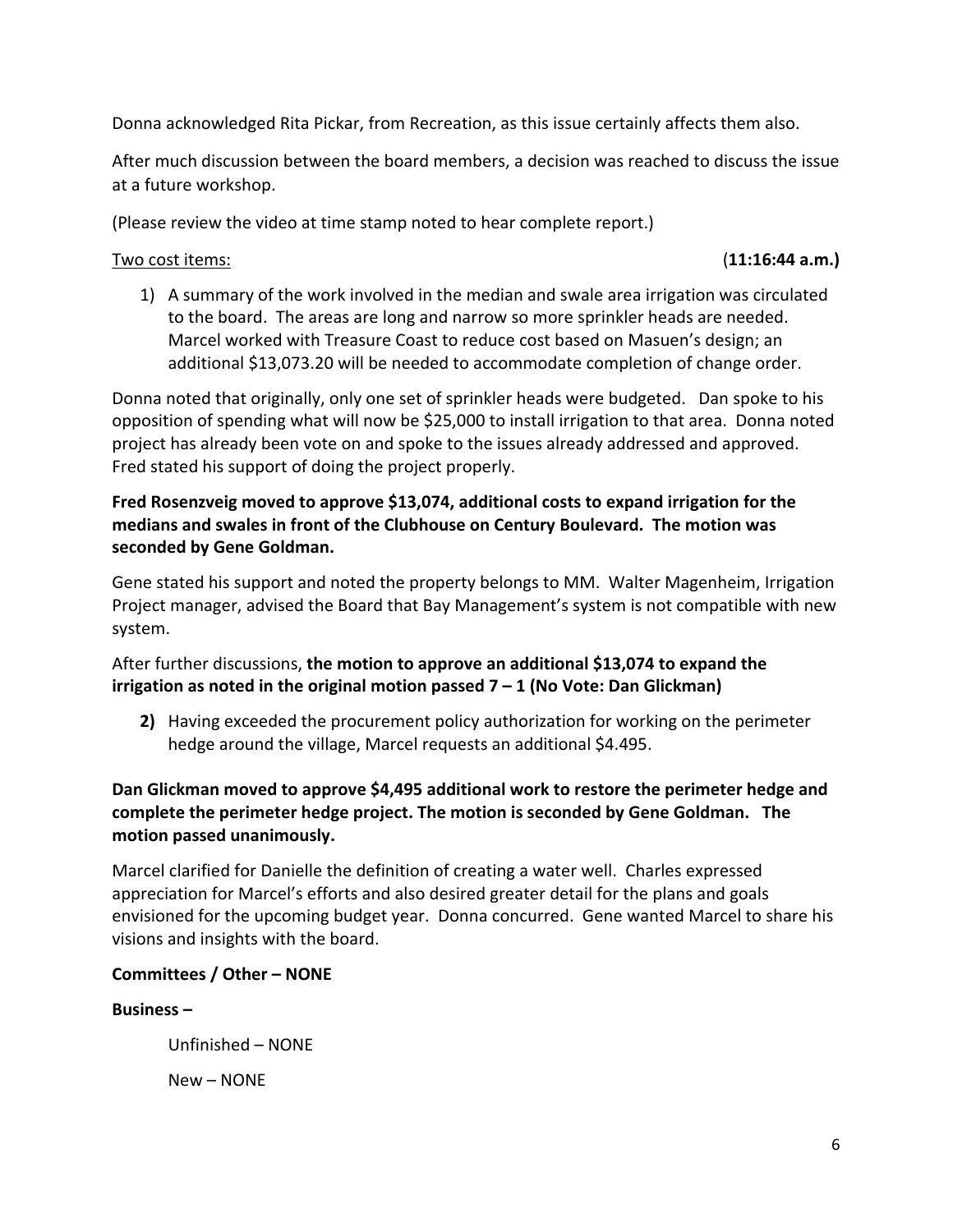Donna acknowledged Rita Pickar, from Recreation, as this issue certainly affects them also.

After much discussion between the board members, a decision was reached to discuss the issue at a future workshop.

(Please review the video at time stamp noted to hear complete report.)

Two cost items: (**11:16:44 a.m.)**

1) A summary of the work involved in the median and swale area irrigation was circulated to the board. The areas are long and narrow so more sprinkler heads are needed. Marcel worked with Treasure Coast to reduce cost based on Masuen's design; an additional $13,073.20 will be needed to accommodate completion of change order.

Donna noted that originally, only one set of sprinkler heads were budgeted. Dan spoke to his opposition of spending what will now be $25,000 to install irrigation to that area. Donna noted project has already been vote on and spoke to the issues already addressed and approved. Fred stated his support of doing the project properly.

**Fred Rosenzveig moved to approve $13,074, additional costs to expand irrigation for the medians and swales in front of the Clubhouse on Century Boulevard. The motion was seconded by Gene Goldman.**

Gene stated his support and noted the property belongs to MM. Walter Magenheim, Irrigation Project manager, advised the Board that Bay Management's system is not compatible with new system.

After further discussions, **the motion to approve an additional $13,074 to expand the irrigation as noted in the original motion passed 7 – 1 (No Vote: Dan Glickman)**

2) Having exceeded the procurement policy authorization for working on the perimeter hedge around the village, Marcel requests an additional $4.495.

**Dan Glickman moved to approve $4,495 additional work to restore the perimeter hedge and complete the perimeter hedge project. The motion is seconded by Gene Goldman. The motion passed unanimously.**

Marcel clarified for Danielle the definition of creating a water well. Charles expressed appreciation for Marcel's efforts and also desired greater detail for the plans and goals envisioned for the upcoming budget year. Donna concurred. Gene wanted Marcel to share his visions and insights with the board.

**Committees / Other – NONE**

**Business –**

Unfinished – NONE

New – NONE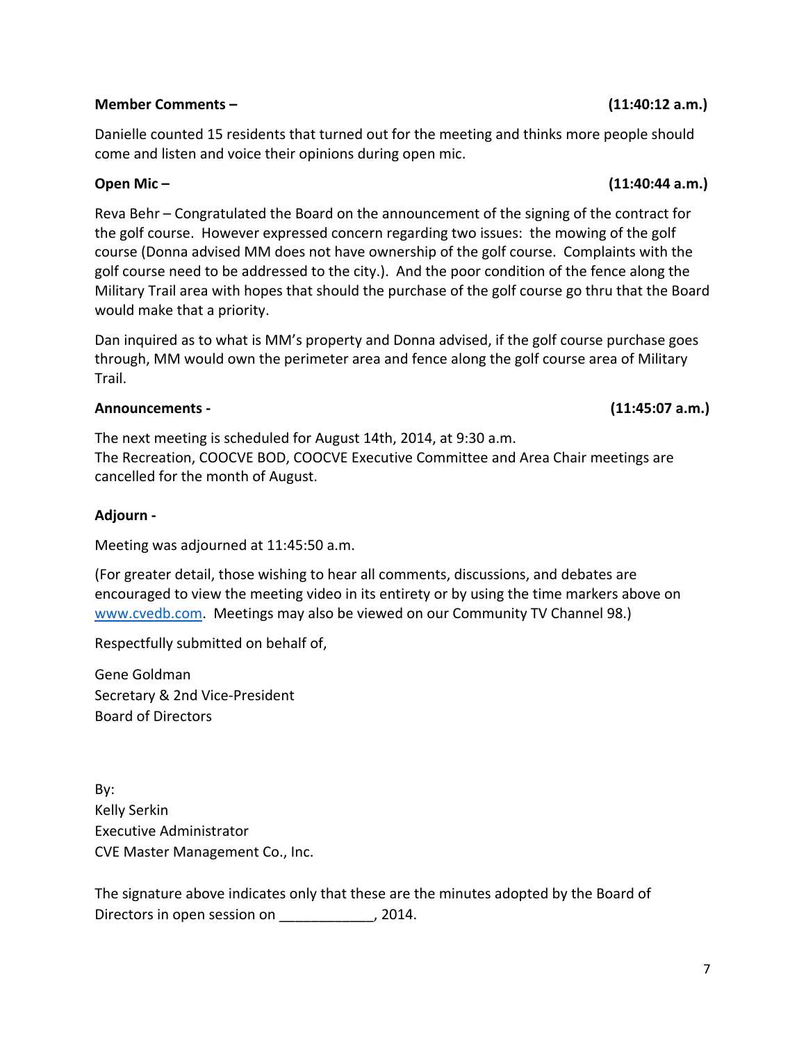**Member Comments – (11:40:12 a.m.)**

Danielle counted 15 residents that turned out for the meeting and thinks more people should come and listen and voice their opinions during open mic.

**Open Mic – (11:40:44 a.m.)**

Reva Behr – Congratulated the Board on the announcement of the signing of the contract for the golf course. However expressed concern regarding two issues: the mowing of the golf course (Donna advised MM does not have ownership of the golf course. Complaints with the golf course need to be addressed to the city.). And the poor condition of the fence along the Military Trail area with hopes that should the purchase of the golf course go thru that the Board would make that a priority.

Dan inquired as to what is MM's property and Donna advised, if the golf course purchase goes through, MM would own the perimeter area and fence along the golf course area of Military Trail.

**Announcements - (11:45:07 a.m.)**

The next meeting is scheduled for August 14th, 2014, at 9:30 a.m.
The Recreation, COOCVE BOD, COOCVE Executive Committee and Area Chair meetings are cancelled for the month of August.

**Adjourn -**

Meeting was adjourned at 11:45:50 a.m.

(For greater detail, those wishing to hear all comments, discussions, and debates are encouraged to view the meeting video in its entirety or by using the time markers above on www.cvedb.com. Meetings may also be viewed on our Community TV Channel 98.)

Respectfully submitted on behalf of,

Gene Goldman
Secretary & 2nd Vice-President
Board of Directors

By:
Kelly Serkin
Executive Administrator
CVE Master Management Co., Inc.

The signature above indicates only that these are the minutes adopted by the Board of Directors in open session on ____________, 2014.